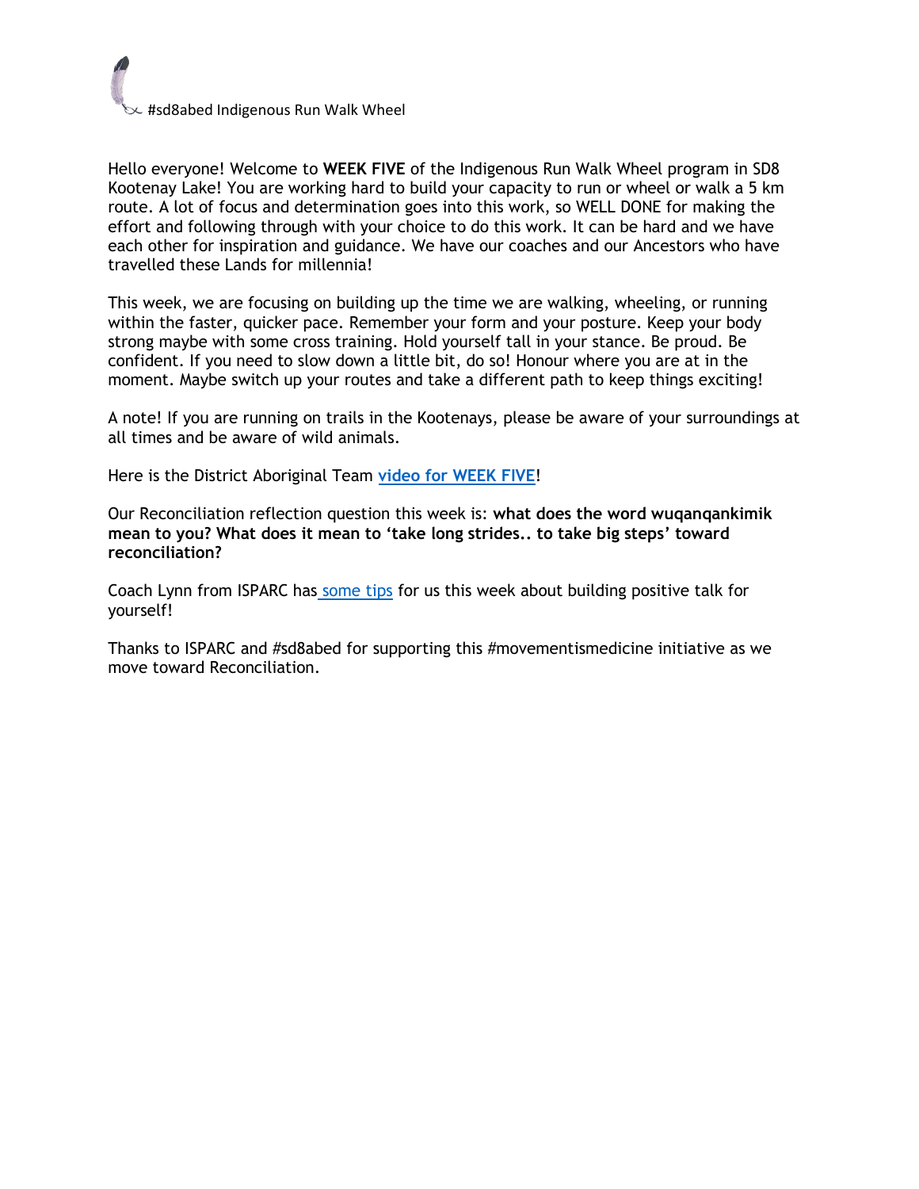#sd8abed Indigenous Run Walk Wheel

Hello everyone! Welcome to **WEEK FIVE** of the Indigenous Run Walk Wheel program in SD8 Kootenay Lake! You are working hard to build your capacity to run or wheel or walk a 5 km route. A lot of focus and determination goes into this work, so WELL DONE for making the effort and following through with your choice to do this work. It can be hard and we have each other for inspiration and guidance. We have our coaches and our Ancestors who have travelled these Lands for millennia!

This week, we are focusing on building up the time we are walking, wheeling, or running within the faster, quicker pace. Remember your form and your posture. Keep your body strong maybe with some cross training. Hold yourself tall in your stance. Be proud. Be confident. If you need to slow down a little bit, do so! Honour where you are at in the moment. Maybe switch up your routes and take a different path to keep things exciting!

A note! If you are running on trails in the Kootenays, please be aware of your surroundings at all times and be aware of wild animals.

Here is the District Aboriginal Team **video for WEEK FIVE**!

Our Reconciliation reflection question this week is: **what does the word wuqanqankimik mean to you? What does it mean to 'take long strides.. to take big steps' toward reconciliation?**

Coach Lynn from ISPARC has some tips for us this week about building positive talk for yourself!

Thanks to ISPARC and #sd8abed for supporting this #movementismedicine initiative as we move toward Reconciliation.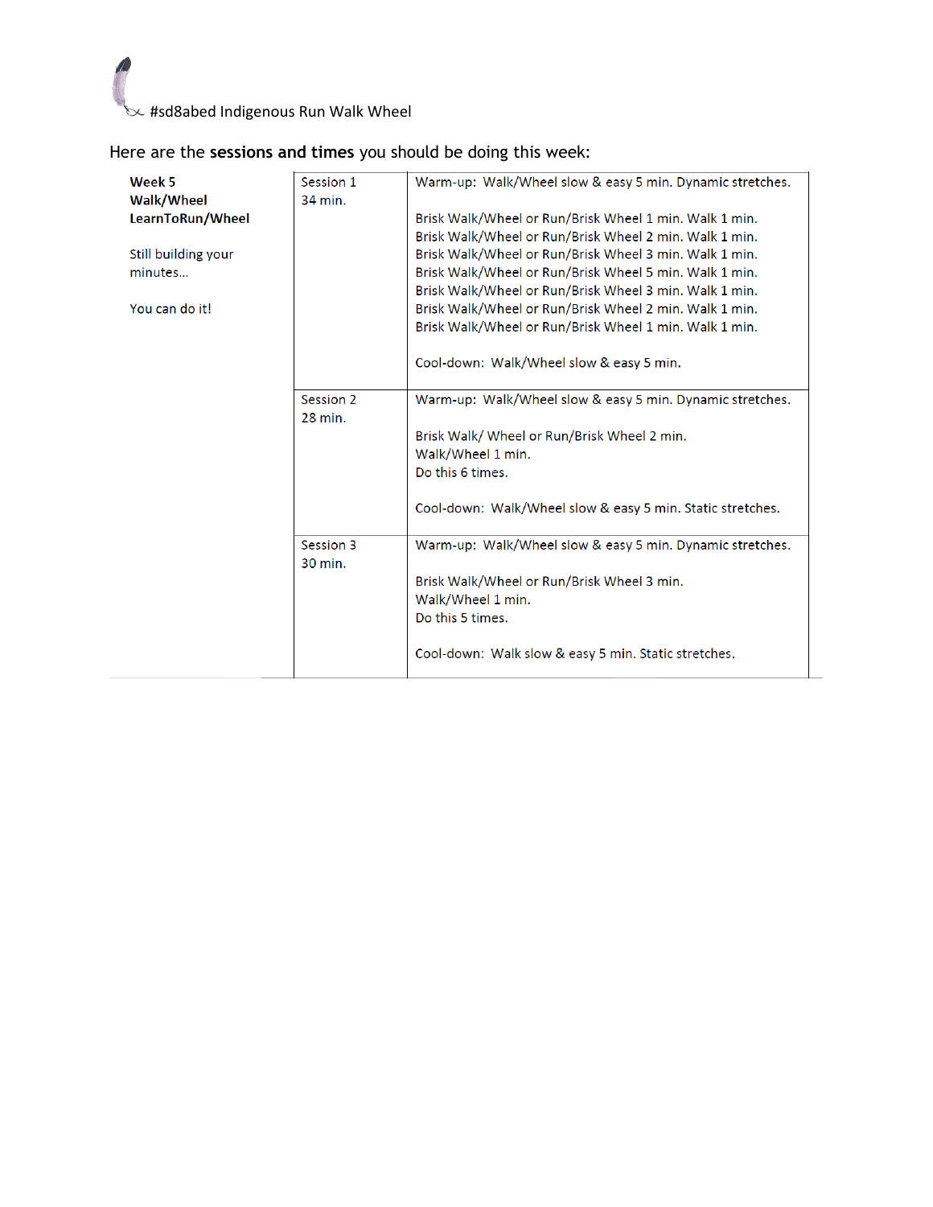#sd8abed Indigenous Run Walk Wheel

Here are the **sessions and times** you should be doing this week:

| | | |
|---|---|---|
| **Week 5**<br>**Walk/Wheel**<br>**LearnToRun/Wheel**<br><br>Still building your minutes…<br><br>You can do it! | Session 1<br>34 min. | Warm-up: Walk/Wheel slow & easy 5 min. Dynamic stretches.<br><br>Brisk Walk/Wheel or Run/Brisk Wheel 1 min. Walk 1 min.<br>Brisk Walk/Wheel or Run/Brisk Wheel 2 min. Walk 1 min.<br>Brisk Walk/Wheel or Run/Brisk Wheel 3 min. Walk 1 min.<br>Brisk Walk/Wheel or Run/Brisk Wheel 5 min. Walk 1 min.<br>Brisk Walk/Wheel or Run/Brisk Wheel 3 min. Walk 1 min.<br>Brisk Walk/Wheel or Run/Brisk Wheel 2 min. Walk 1 min.<br>Brisk Walk/Wheel or Run/Brisk Wheel 1 min. Walk 1 min.<br><br>Cool-down: Walk/Wheel slow & easy 5 min. |
| | Session 2<br>28 min. | Warm-up: Walk/Wheel slow & easy 5 min. Dynamic stretches.<br><br>Brisk Walk/ Wheel or Run/Brisk Wheel 2 min.<br>Walk/Wheel 1 min.<br>Do this 6 times.<br><br>Cool-down: Walk/Wheel slow & easy 5 min. Static stretches. |
| | Session 3<br>30 min. | Warm-up: Walk/Wheel slow & easy 5 min. Dynamic stretches.<br><br>Brisk Walk/Wheel or Run/Brisk Wheel 3 min.<br>Walk/Wheel 1 min.<br>Do this 5 times.<br><br>Cool-down: Walk slow & easy 5 min. Static stretches. |